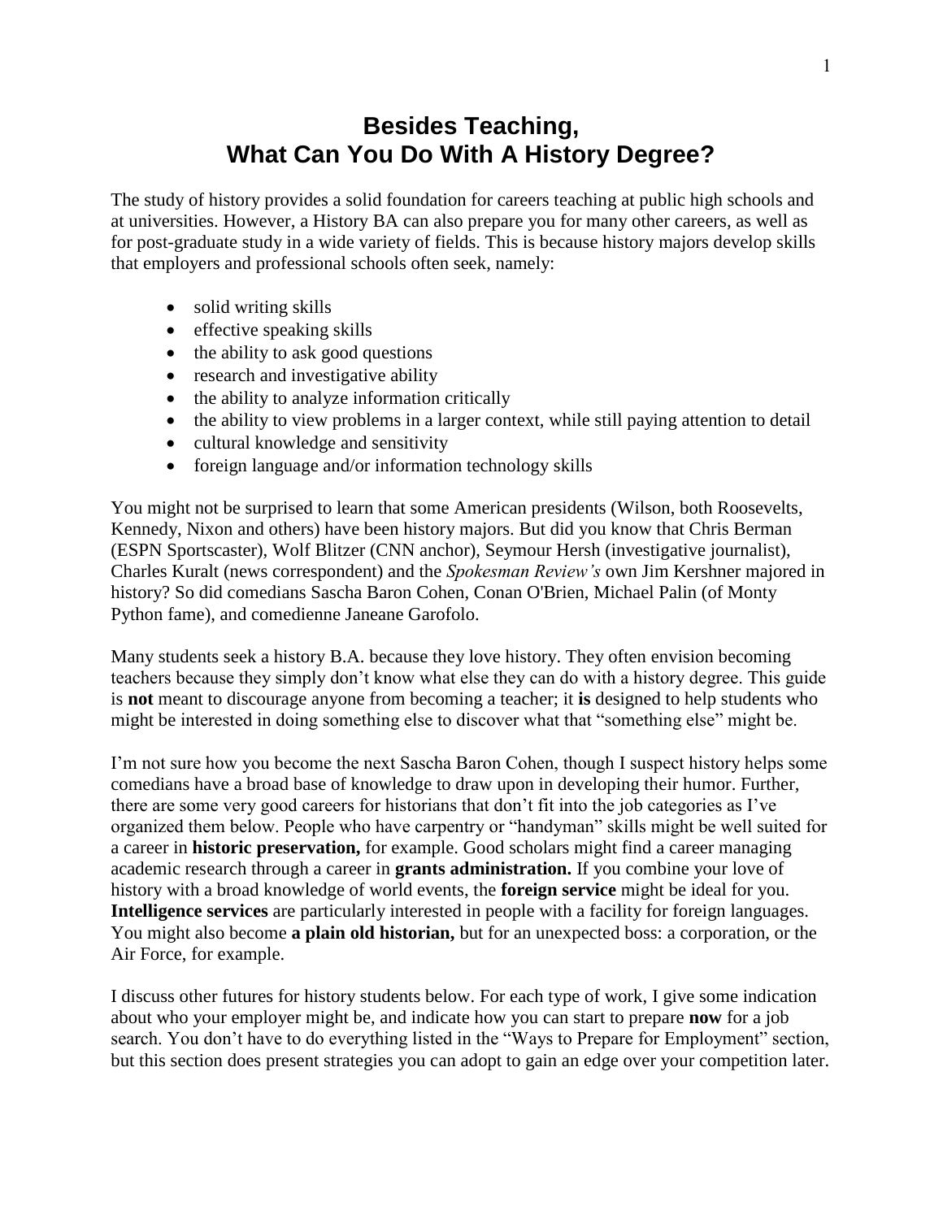# Besides Teaching,
# What Can You Do With A History Degree?

The study of history provides a solid foundation for careers teaching at public high schools and at universities. However, a History BA can also prepare you for many other careers, as well as for post-graduate study in a wide variety of fields. This is because history majors develop skills that employers and professional schools often seek, namely:

- solid writing skills
- effective speaking skills
- the ability to ask good questions
- research and investigative ability
- the ability to analyze information critically
- the ability to view problems in a larger context, while still paying attention to detail
- cultural knowledge and sensitivity
- foreign language and/or information technology skills

You might not be surprised to learn that some American presidents (Wilson, both Roosevelts, Kennedy, Nixon and others) have been history majors. But did you know that Chris Berman (ESPN Sportscaster), Wolf Blitzer (CNN anchor), Seymour Hersh (investigative journalist), Charles Kuralt (news correspondent) and the *Spokesman Review's* own Jim Kershner majored in history? So did comedians Sascha Baron Cohen, Conan O'Brien, Michael Palin (of Monty Python fame), and comedienne Janeane Garofolo.

Many students seek a history B.A. because they love history. They often envision becoming teachers because they simply don't know what else they can do with a history degree. This guide is **not** meant to discourage anyone from becoming a teacher; it **is** designed to help students who might be interested in doing something else to discover what that "something else" might be.

I'm not sure how you become the next Sascha Baron Cohen, though I suspect history helps some comedians have a broad base of knowledge to draw upon in developing their humor. Further, there are some very good careers for historians that don't fit into the job categories as I've organized them below. People who have carpentry or "handyman" skills might be well suited for a career in **historic preservation,** for example. Good scholars might find a career managing academic research through a career in **grants administration.** If you combine your love of history with a broad knowledge of world events, the **foreign service** might be ideal for you. **Intelligence services** are particularly interested in people with a facility for foreign languages. You might also become **a plain old historian,** but for an unexpected boss: a corporation, or the Air Force, for example.

I discuss other futures for history students below. For each type of work, I give some indication about who your employer might be, and indicate how you can start to prepare **now** for a job search. You don't have to do everything listed in the "Ways to Prepare for Employment" section, but this section does present strategies you can adopt to gain an edge over your competition later.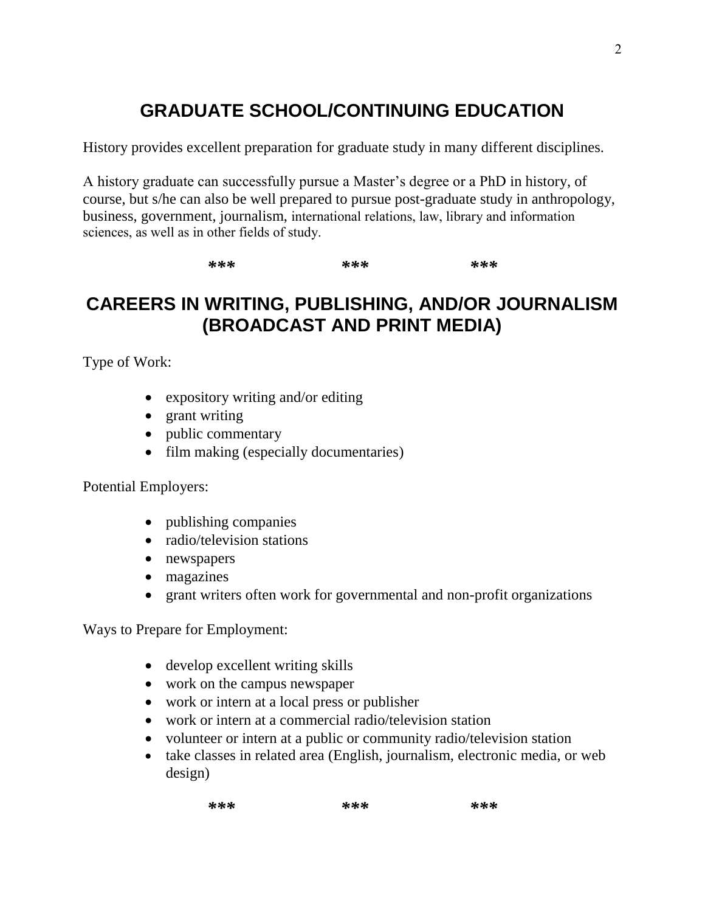## GRADUATE SCHOOL/CONTINUING EDUCATION

History provides excellent preparation for graduate study in many different disciplines.

A history graduate can successfully pursue a Master's degree or a PhD in history, of course, but s/he can also be well prepared to pursue post-graduate study in anthropology, business, government, journalism, international relations, law, library and information sciences, as well as in other fields of study.

*** *** ***

## CAREERS IN WRITING, PUBLISHING, AND/OR JOURNALISM (BROADCAST AND PRINT MEDIA)

Type of Work:

- expository writing and/or editing
- grant writing
- public commentary
- film making (especially documentaries)

Potential Employers:

- publishing companies
- radio/television stations
- newspapers
- magazines
- grant writers often work for governmental and non-profit organizations

Ways to Prepare for Employment:

- develop excellent writing skills
- work on the campus newspaper
- work or intern at a local press or publisher
- work or intern at a commercial radio/television station
- volunteer or intern at a public or community radio/television station
- take classes in related area (English, journalism, electronic media, or web design)

*** *** ***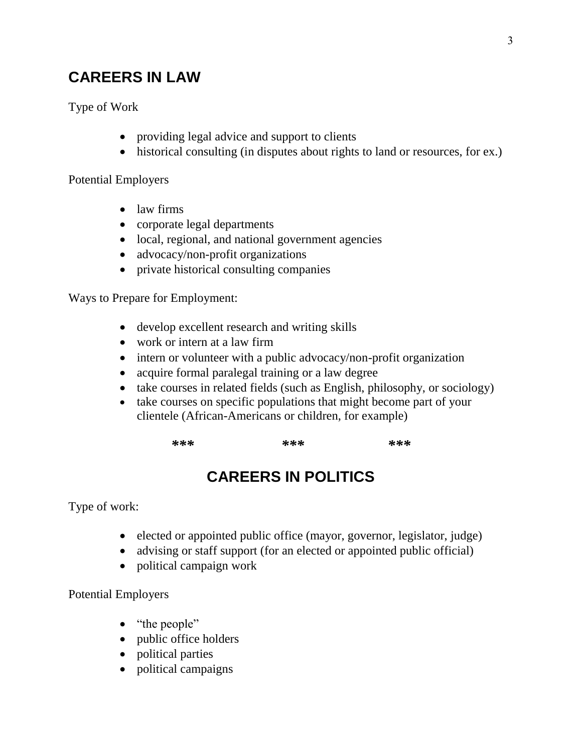## CAREERS IN LAW

Type of Work

- providing legal advice and support to clients
- historical consulting (in disputes about rights to land or resources, for ex.)

Potential Employers

- law firms
- corporate legal departments
- local, regional, and national government agencies
- advocacy/non-profit organizations
- private historical consulting companies

Ways to Prepare for Employment:

- develop excellent research and writing skills
- work or intern at a law firm
- intern or volunteer with a public advocacy/non-profit organization
- acquire formal paralegal training or a law degree
- take courses in related fields (such as English, philosophy, or sociology)
- take courses on specific populations that might become part of your clientele (African-Americans or children, for example)

*** *** ***

## CAREERS IN POLITICS

Type of work:

- elected or appointed public office (mayor, governor, legislator, judge)
- advising or staff support (for an elected or appointed public official)
- political campaign work

Potential Employers

- "the people"
- public office holders
- political parties
- political campaigns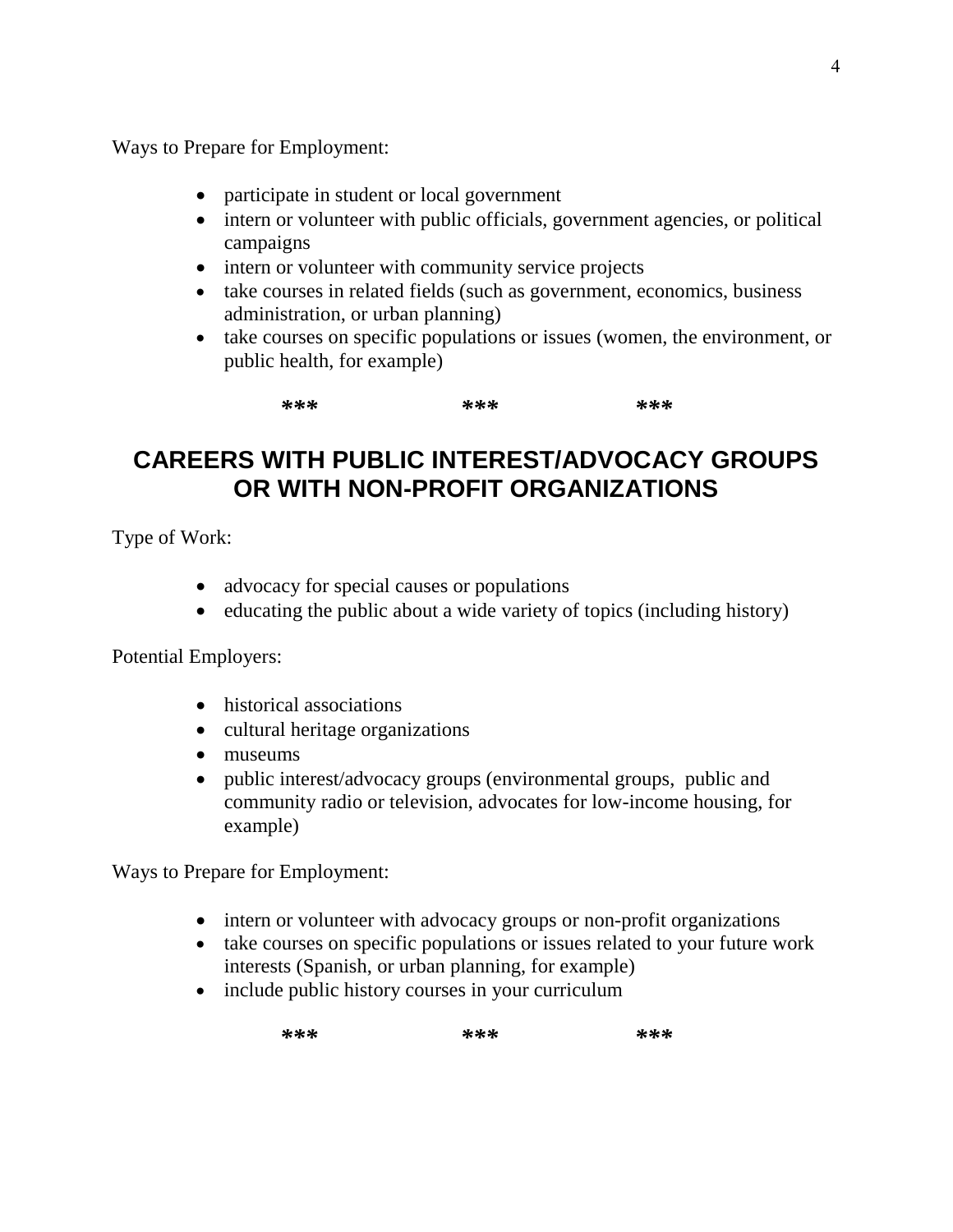Ways to Prepare for Employment:

- participate in student or local government
- intern or volunteer with public officials, government agencies, or political campaigns
- intern or volunteer with community service projects
- take courses in related fields (such as government, economics, business administration, or urban planning)
- take courses on specific populations or issues (women, the environment, or public health, for example)

*** *** ***

## CAREERS WITH PUBLIC INTEREST/ADVOCACY GROUPS OR WITH NON-PROFIT ORGANIZATIONS

Type of Work:

- advocacy for special causes or populations
- educating the public about a wide variety of topics (including history)

Potential Employers:

- historical associations
- cultural heritage organizations
- museums
- public interest/advocacy groups (environmental groups, public and community radio or television, advocates for low-income housing, for example)

Ways to Prepare for Employment:

- intern or volunteer with advocacy groups or non-profit organizations
- take courses on specific populations or issues related to your future work interests (Spanish, or urban planning, for example)
- include public history courses in your curriculum

*** *** ***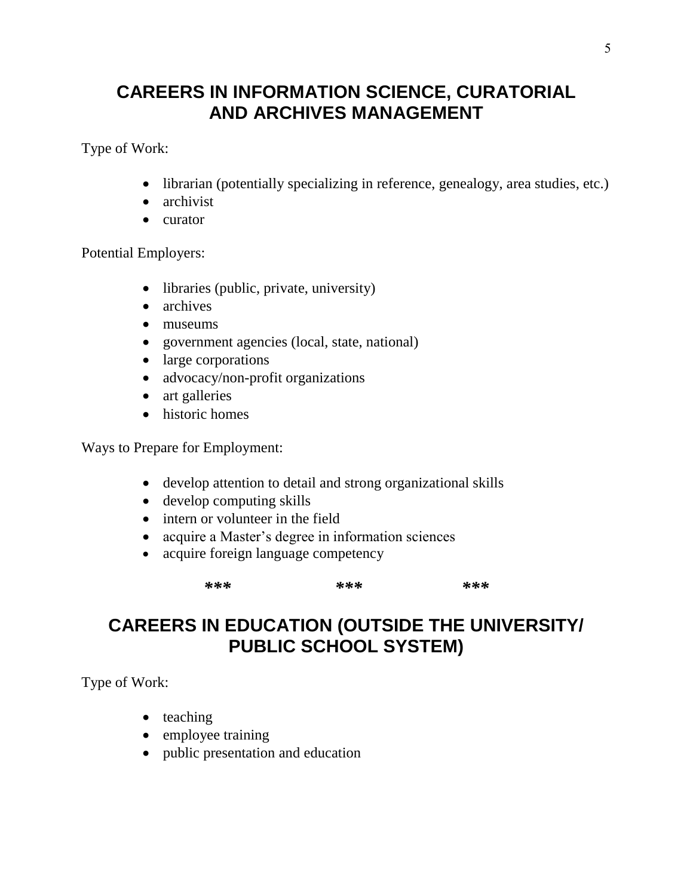## CAREERS IN INFORMATION SCIENCE, CURATORIAL AND ARCHIVES MANAGEMENT

Type of Work:

- librarian (potentially specializing in reference, genealogy, area studies, etc.)
- archivist
- curator

Potential Employers:

- libraries (public, private, university)
- archives
- museums
- government agencies (local, state, national)
- large corporations
- advocacy/non-profit organizations
- art galleries
- historic homes

Ways to Prepare for Employment:

- develop attention to detail and strong organizational skills
- develop computing skills
- intern or volunteer in the field
- acquire a Master's degree in information sciences
- acquire foreign language competency

*** *** ***

## CAREERS IN EDUCATION (OUTSIDE THE UNIVERSITY/ PUBLIC SCHOOL SYSTEM)

Type of Work:

- teaching
- employee training
- public presentation and education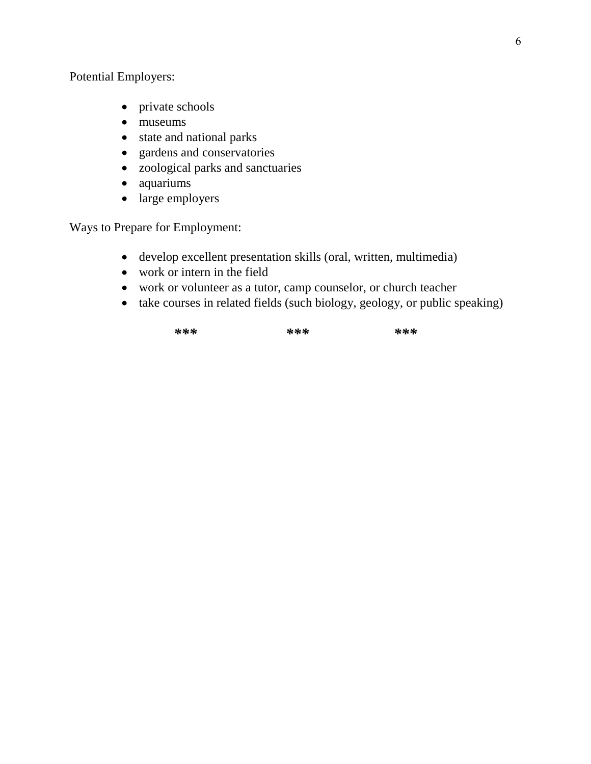Potential Employers:

- private schools
- museums
- state and national parks
- gardens and conservatories
- zoological parks and sanctuaries
- aquariums
- large employers

Ways to Prepare for Employment:

- develop excellent presentation skills (oral, written, multimedia)
- work or intern in the field
- work or volunteer as a tutor, camp counselor, or church teacher
- take courses in related fields (such biology, geology, or public speaking)

**\*\*\*        \*\*\*        \*\*\***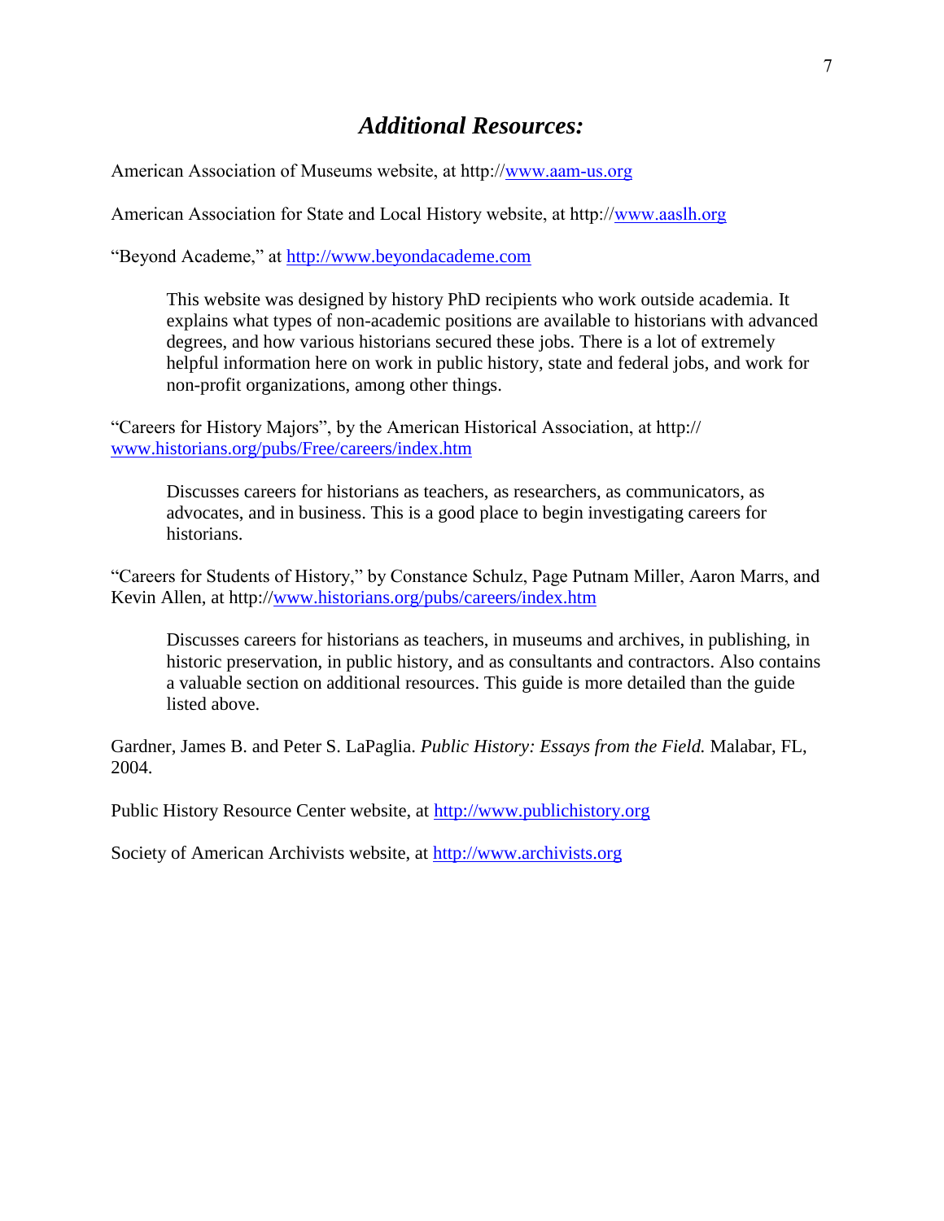## *Additional Resources:*

American Association of Museums website, at http://www.aam-us.org

American Association for State and Local History website, at http://www.aaslh.org

"Beyond Academe," at http://www.beyondacademe.com

> This website was designed by history PhD recipients who work outside academia. It explains what types of non-academic positions are available to historians with advanced degrees, and how various historians secured these jobs. There is a lot of extremely helpful information here on work in public history, state and federal jobs, and work for non-profit organizations, among other things.

"Careers for History Majors", by the American Historical Association, at http:// www.historians.org/pubs/Free/careers/index.htm

> Discusses careers for historians as teachers, as researchers, as communicators, as advocates, and in business. This is a good place to begin investigating careers for historians.

"Careers for Students of History," by Constance Schulz, Page Putnam Miller, Aaron Marrs, and Kevin Allen, at http://www.historians.org/pubs/careers/index.htm

> Discusses careers for historians as teachers, in museums and archives, in publishing, in historic preservation, in public history, and as consultants and contractors. Also contains a valuable section on additional resources. This guide is more detailed than the guide listed above.

Gardner, James B. and Peter S. LaPaglia. *Public History: Essays from the Field.* Malabar, FL, 2004.

Public History Resource Center website, at http://www.publichistory.org

Society of American Archivists website, at http://www.archivists.org